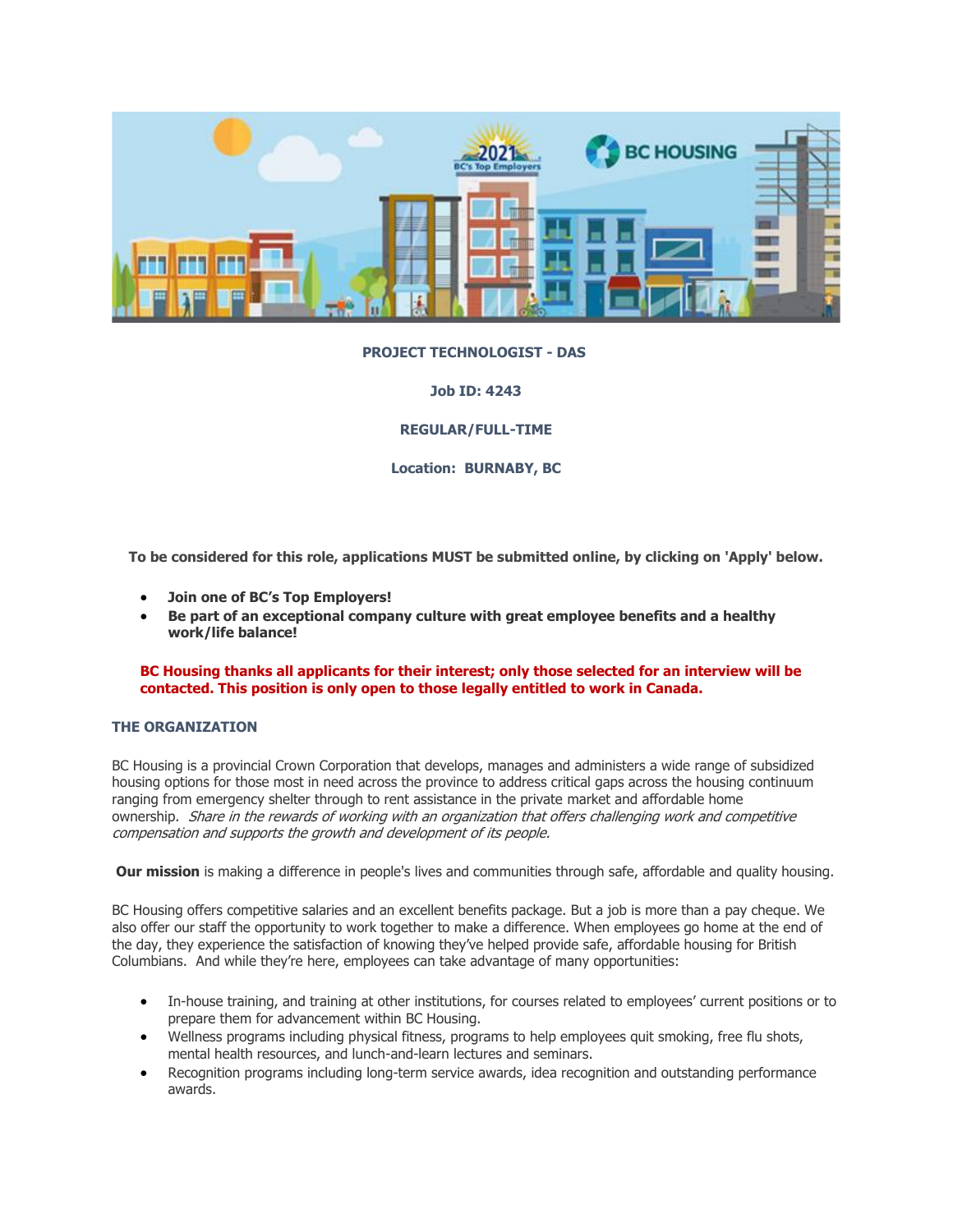**PROJECT TECHNOLOGIST - DAS**

**Job ID: 4243**

**REGULAR/FULL-TIME**

**Location: BURNABY, BC**

**To be considered for this role, applications MUST be submitted online, by clicking on 'Apply' below.**

- **Join one of BC's Top Employers!**
- **Be part of an exceptional company culture with great employee benefits and a healthy work/life balance!**

**BC Housing thanks all applicants for their interest; only those selected for an interview will be contacted. This position is only open to those legally entitled to work in Canada.**

## THE ORGANIZATION

BC Housing is a provincial Crown Corporation that develops, manages and administers a wide range of subsidized housing options for those most in need across the province to address critical gaps across the housing continuum ranging from emergency shelter through to rent assistance in the private market and affordable home ownership. *Share in the rewards of working with an organization that offers challenging work and competitive compensation and supports the growth and development of its people.*

**Our mission** is making a difference in people's lives and communities through safe, affordable and quality housing.

BC Housing offers competitive salaries and an excellent benefits package. But a job is more than a pay cheque. We also offer our staff the opportunity to work together to make a difference. When employees go home at the end of the day, they experience the satisfaction of knowing they've helped provide safe, affordable housing for British Columbians. And while they're here, employees can take advantage of many opportunities:

- In-house training, and training at other institutions, for courses related to employees' current positions or to prepare them for advancement within BC Housing.
- Wellness programs including physical fitness, programs to help employees quit smoking, free flu shots, mental health resources, and lunch-and-learn lectures and seminars.
- Recognition programs including long-term service awards, idea recognition and outstanding performance awards.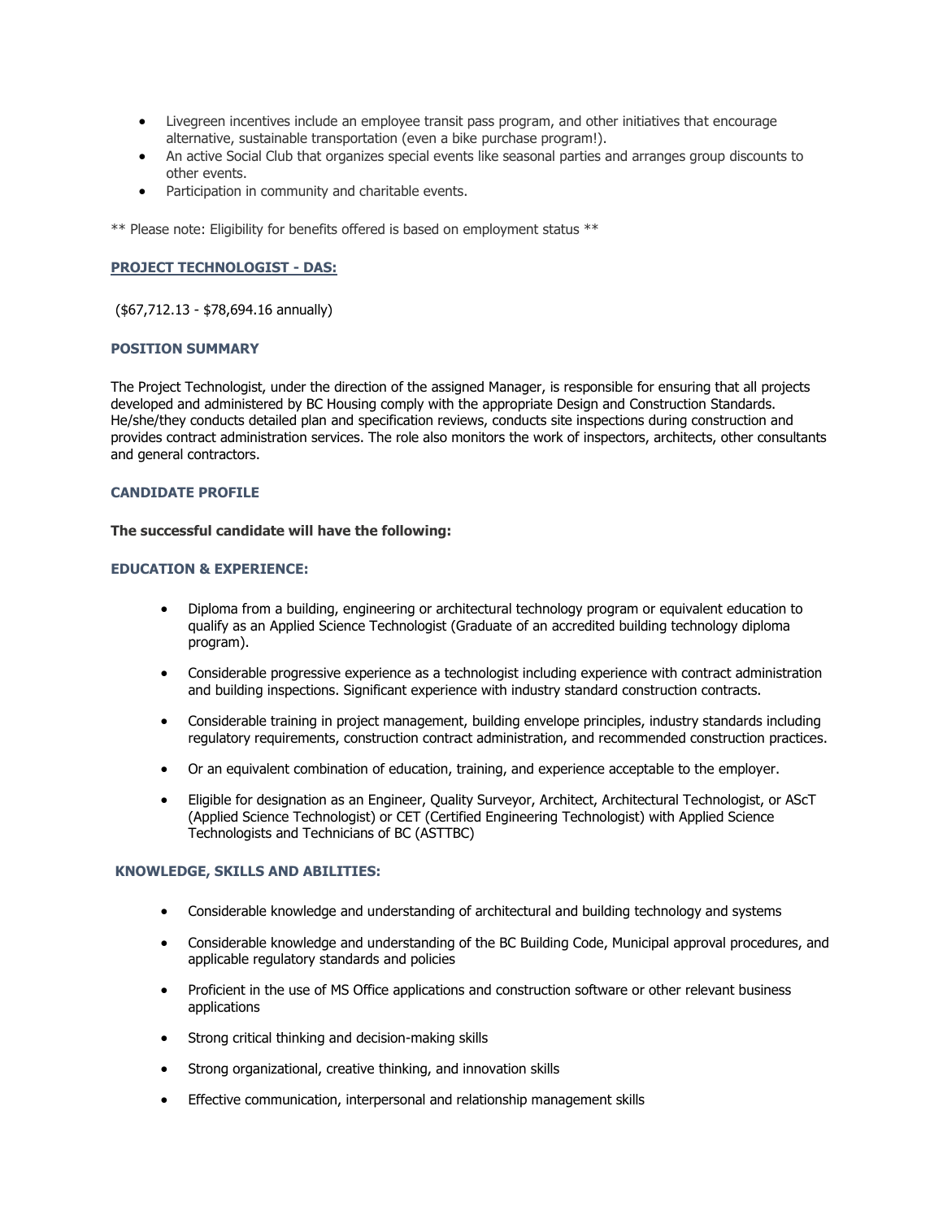- Livegreen incentives include an employee transit pass program, and other initiatives that encourage alternative, sustainable transportation (even a bike purchase program!).
- An active Social Club that organizes special events like seasonal parties and arranges group discounts to other events.
- Participation in community and charitable events.

** Please note: Eligibility for benefits offered is based on employment status **

## PROJECT TECHNOLOGIST - DAS:

($67,712.13 - $78,694.16 annually)

### POSITION SUMMARY

The Project Technologist, under the direction of the assigned Manager, is responsible for ensuring that all projects developed and administered by BC Housing comply with the appropriate Design and Construction Standards. He/she/they conducts detailed plan and specification reviews, conducts site inspections during construction and provides contract administration services. The role also monitors the work of inspectors, architects, other consultants and general contractors.

### CANDIDATE PROFILE

**The successful candidate will have the following:**

### EDUCATION & EXPERIENCE:

- Diploma from a building, engineering or architectural technology program or equivalent education to qualify as an Applied Science Technologist (Graduate of an accredited building technology diploma program).
- Considerable progressive experience as a technologist including experience with contract administration and building inspections. Significant experience with industry standard construction contracts.
- Considerable training in project management, building envelope principles, industry standards including regulatory requirements, construction contract administration, and recommended construction practices.
- Or an equivalent combination of education, training, and experience acceptable to the employer.
- Eligible for designation as an Engineer, Quality Surveyor, Architect, Architectural Technologist, or AScT (Applied Science Technologist) or CET (Certified Engineering Technologist) with Applied Science Technologists and Technicians of BC (ASTTBC)

### KNOWLEDGE, SKILLS AND ABILITIES:

- Considerable knowledge and understanding of architectural and building technology and systems
- Considerable knowledge and understanding of the BC Building Code, Municipal approval procedures, and applicable regulatory standards and policies
- Proficient in the use of MS Office applications and construction software or other relevant business applications
- Strong critical thinking and decision-making skills
- Strong organizational, creative thinking, and innovation skills
- Effective communication, interpersonal and relationship management skills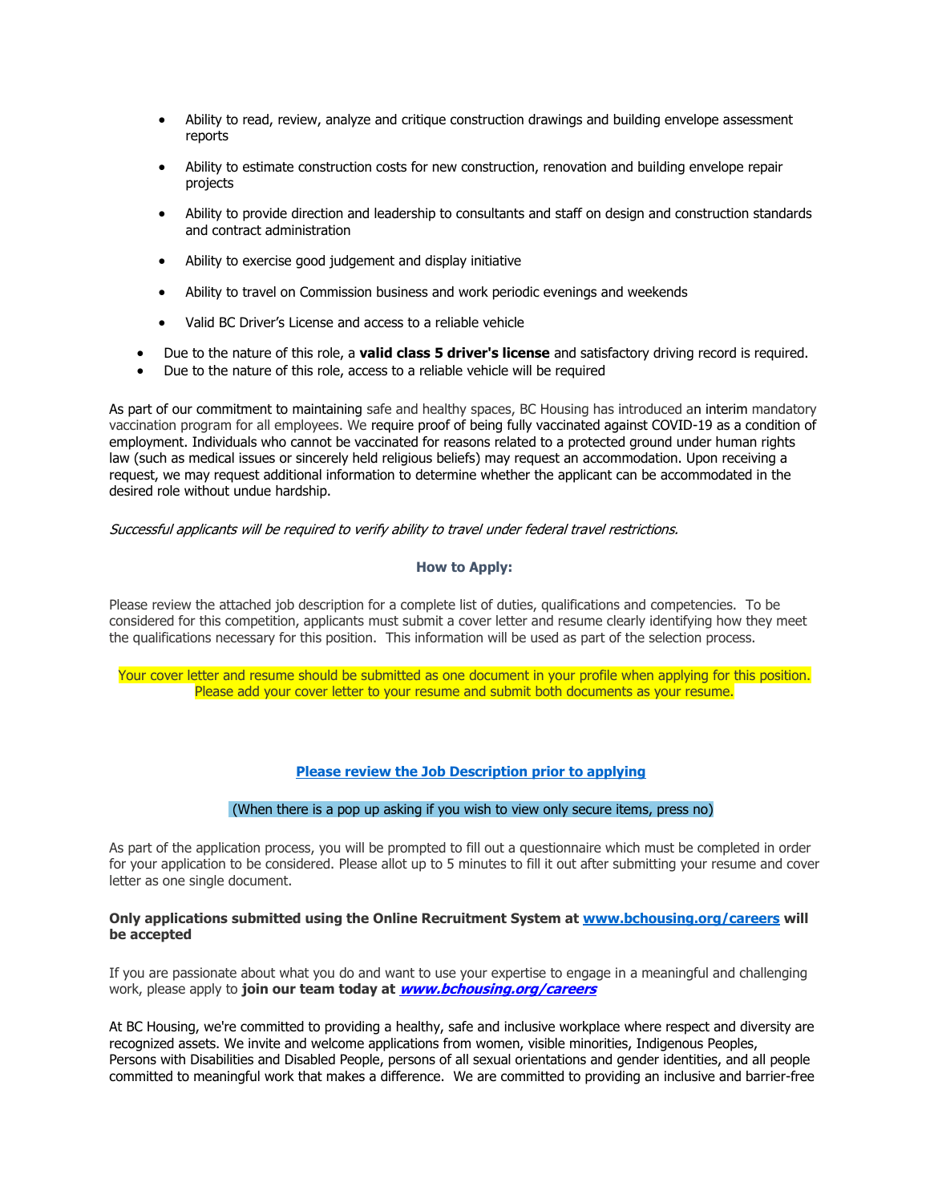- Ability to read, review, analyze and critique construction drawings and building envelope assessment reports
- Ability to estimate construction costs for new construction, renovation and building envelope repair projects
- Ability to provide direction and leadership to consultants and staff on design and construction standards and contract administration
- Ability to exercise good judgement and display initiative
- Ability to travel on Commission business and work periodic evenings and weekends
- Valid BC Driver's License and access to a reliable vehicle

- Due to the nature of this role, a **valid class 5 driver's license** and satisfactory driving record is required.
- Due to the nature of this role, access to a reliable vehicle will be required

As part of our commitment to maintaining safe and healthy spaces, BC Housing has introduced an interim mandatory vaccination program for all employees. We require proof of being fully vaccinated against COVID-19 as a condition of employment. Individuals who cannot be vaccinated for reasons related to a protected ground under human rights law (such as medical issues or sincerely held religious beliefs) may request an accommodation. Upon receiving a request, we may request additional information to determine whether the applicant can be accommodated in the desired role without undue hardship.

*Successful applicants will be required to verify ability to travel under federal travel restrictions.*

**How to Apply:**

Please review the attached job description for a complete list of duties, qualifications and competencies. To be considered for this competition, applicants must submit a cover letter and resume clearly identifying how they meet the qualifications necessary for this position. This information will be used as part of the selection process.

Your cover letter and resume should be submitted as one document in your profile when applying for this position. Please add your cover letter to your resume and submit both documents as your resume.

**Please review the Job Description prior to applying**

(When there is a pop up asking if you wish to view only secure items, press no)

As part of the application process, you will be prompted to fill out a questionnaire which must be completed in order for your application to be considered. Please allot up to 5 minutes to fill it out after submitting your resume and cover letter as one single document.

**Only applications submitted using the Online Recruitment System at www.bchousing.org/careers will be accepted**

If you are passionate about what you do and want to use your expertise to engage in a meaningful and challenging work, please apply to **join our team today at *www.bchousing.org/careers***

At BC Housing, we're committed to providing a healthy, safe and inclusive workplace where respect and diversity are recognized assets. We invite and welcome applications from women, visible minorities, Indigenous Peoples, Persons with Disabilities and Disabled People, persons of all sexual orientations and gender identities, and all people committed to meaningful work that makes a difference. We are committed to providing an inclusive and barrier-free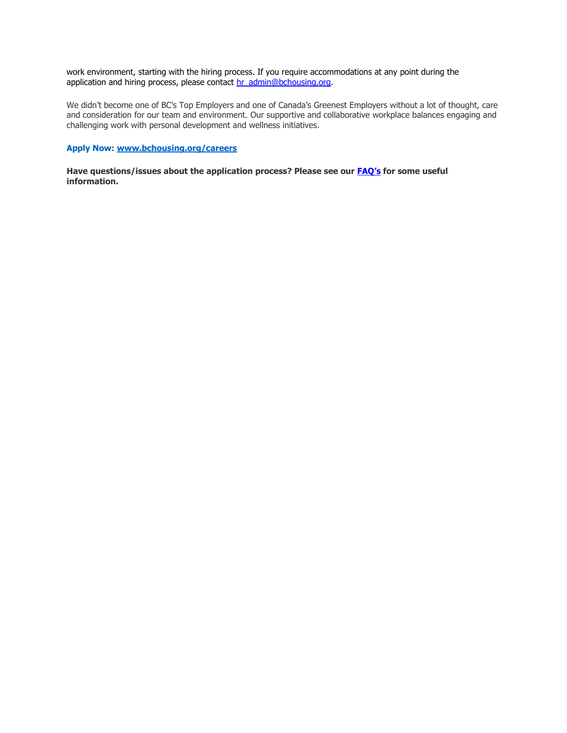work environment, starting with the hiring process. If you require accommodations at any point during the application and hiring process, please contact hr_admin@bchousing.org.

We didn't become one of BC's Top Employers and one of Canada's Greenest Employers without a lot of thought, care and consideration for our team and environment. Our supportive and collaborative workplace balances engaging and challenging work with personal development and wellness initiatives.

**Apply Now: www.bchousing.org/careers**

**Have questions/issues about the application process? Please see our FAQ's for some useful information.**